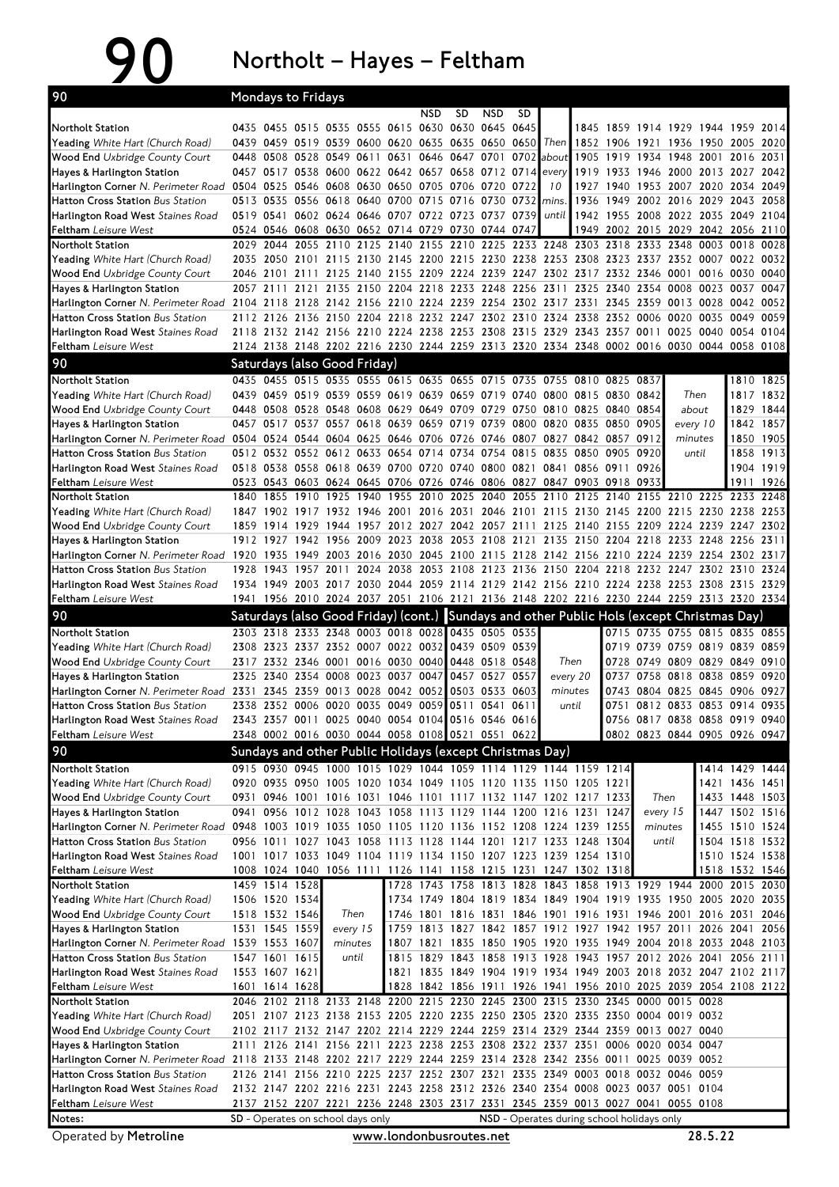# 90 Northolt – Hayes – Feltham

## Mondays to Fridays

| Stop | | | | | | | NSD | SD | NSD | SD | | | | | | | | |
|---|---|---|---|---|---|---|---|---|---|---|---|---|---|---|---|---|---|---|
| Northolt Station | 0435 | 0455 | 0515 | 0535 | 0555 | 0615 | 0630 | 0630 | 0645 | 0645 | | 1845 | 1859 | 1914 | 1929 | 1944 | 1959 | 2014 |
| Yeading *White Hart (Church Road)* | 0439 | 0459 | 0519 | 0539 | 0600 | 0620 | 0635 | 0635 | 0650 | 0650 | Then | 1852 | 1906 | 1921 | 1936 | 1950 | 2005 | 2020 |
| Wood End *Uxbridge County Court* | 0448 | 0508 | 0528 | 0549 | 0611 | 0631 | 0646 | 0647 | 0701 | 0702 | about | 1905 | 1919 | 1934 | 1948 | 2001 | 2016 | 2031 |
| Hayes & Harlington Station | 0457 | 0517 | 0538 | 0600 | 0622 | 0642 | 0657 | 0658 | 0712 | 0714 | every | 1919 | 1933 | 1946 | 2000 | 2013 | 2027 | 2042 |
| Harlington Corner *N. Perimeter Road* | 0504 | 0525 | 0546 | 0608 | 0630 | 0650 | 0705 | 0706 | 0720 | 0722 | 10 | 1927 | 1940 | 1953 | 2007 | 2020 | 2034 | 2049 |
| Hatton Cross Station *Bus Station* | 0513 | 0535 | 0556 | 0618 | 0640 | 0700 | 0715 | 0716 | 0730 | 0732 | mins. | 1936 | 1949 | 2002 | 2016 | 2029 | 2043 | 2058 |
| Harlington Road West *Staines Road* | 0519 | 0541 | 0602 | 0624 | 0646 | 0707 | 0722 | 0723 | 0737 | 0739 | until | 1942 | 1955 | 2008 | 2022 | 2035 | 2049 | 2104 |
| Feltham *Leisure West* | 0524 | 0546 | 0608 | 0630 | 0652 | 0714 | 0729 | 0730 | 0744 | 0747 | | 1949 | 2002 | 2015 | 2029 | 2042 | 2056 | 2110 |

| Stop | | | | | | | | | | | | | | | | | |
|---|---|---|---|---|---|---|---|---|---|---|---|---|---|---|---|---|---|
| Northolt Station | 2029 | 2044 | 2055 | 2110 | 2125 | 2140 | 2155 | 2210 | 2225 | 2233 | 2248 | 2303 | 2318 | 2333 | 2348 | 0003 | 0018 | 0028 |
| Yeading *White Hart (Church Road)* | 2035 | 2050 | 2101 | 2115 | 2130 | 2145 | 2200 | 2215 | 2230 | 2238 | 2253 | 2308 | 2323 | 2337 | 2352 | 0007 | 0022 | 0032 |
| Wood End *Uxbridge County Court* | 2046 | 2101 | 2111 | 2125 | 2140 | 2155 | 2209 | 2224 | 2239 | 2247 | 2302 | 2317 | 2332 | 2346 | 0001 | 0016 | 0030 | 0040 |
| Hayes & Harlington Station | 2057 | 2111 | 2121 | 2135 | 2150 | 2204 | 2218 | 2233 | 2248 | 2256 | 2311 | 2325 | 2340 | 2354 | 0008 | 0023 | 0037 | 0047 |
| Harlington Corner *N. Perimeter Road* | 2104 | 2118 | 2128 | 2142 | 2156 | 2210 | 2224 | 2239 | 2254 | 2302 | 2317 | 2331 | 2345 | 2359 | 0013 | 0028 | 0042 | 0052 |
| Hatton Cross Station *Bus Station* | 2112 | 2126 | 2136 | 2150 | 2204 | 2218 | 2232 | 2247 | 2302 | 2310 | 2324 | 2338 | 2352 | 0006 | 0020 | 0035 | 0049 | 0059 |
| Harlington Road West *Staines Road* | 2118 | 2132 | 2142 | 2156 | 2210 | 2224 | 2238 | 2253 | 2308 | 2315 | 2329 | 2343 | 2357 | 0011 | 0025 | 0040 | 0054 | 0104 |
| Feltham *Leisure West* | 2124 | 2138 | 2148 | 2202 | 2216 | 2230 | 2244 | 2259 | 2313 | 2320 | 2334 | 2348 | 0002 | 0016 | 0030 | 0044 | 0058 | 0108 |

## Saturdays (also Good Friday)

| Stop | | | | | | | | | | | | | | | | |
|---|---|---|---|---|---|---|---|---|---|---|---|---|---|---|---|---|
| Northolt Station | 0435 | 0455 | 0515 | 0535 | 0555 | 0615 | 0635 | 0655 | 0715 | 0735 | 0755 | 0810 | 0825 | 0837 | | 1810 | 1825 |
| Yeading *White Hart (Church Road)* | 0439 | 0459 | 0519 | 0539 | 0559 | 0619 | 0639 | 0659 | 0719 | 0740 | 0800 | 0815 | 0830 | 0842 | Then | 1817 | 1832 |
| Wood End *Uxbridge County Court* | 0448 | 0508 | 0528 | 0548 | 0608 | 0629 | 0649 | 0709 | 0729 | 0750 | 0810 | 0825 | 0840 | 0854 | about | 1829 | 1844 |
| Hayes & Harlington Station | 0457 | 0517 | 0537 | 0557 | 0618 | 0639 | 0659 | 0719 | 0739 | 0800 | 0820 | 0835 | 0850 | 0905 | every 10 | 1842 | 1857 |
| Harlington Corner *N. Perimeter Road* | 0504 | 0524 | 0544 | 0604 | 0625 | 0646 | 0706 | 0726 | 0746 | 0807 | 0827 | 0842 | 0857 | 0912 | minutes | 1850 | 1905 |
| Hatton Cross Station *Bus Station* | 0512 | 0532 | 0552 | 0612 | 0633 | 0654 | 0714 | 0734 | 0754 | 0815 | 0835 | 0850 | 0905 | 0920 | until | 1858 | 1913 |
| Harlington Road West *Staines Road* | 0518 | 0538 | 0558 | 0618 | 0639 | 0700 | 0720 | 0740 | 0800 | 0821 | 0841 | 0856 | 0911 | 0926 | | 1904 | 1919 |
| Feltham *Leisure West* | 0523 | 0543 | 0603 | 0624 | 0645 | 0706 | 0726 | 0746 | 0806 | 0827 | 0847 | 0903 | 0918 | 0933 | | 1911 | 1926 |

| Stop | | | | | | | | | | | | | | | | | |
|---|---|---|---|---|---|---|---|---|---|---|---|---|---|---|---|---|---|
| Northolt Station | 1840 | 1855 | 1910 | 1925 | 1940 | 1955 | 2010 | 2025 | 2040 | 2055 | 2110 | 2125 | 2140 | 2155 | 2210 | 2225 | 2233 | 2248 |
| Yeading *White Hart (Church Road)* | 1847 | 1902 | 1917 | 1932 | 1946 | 2001 | 2016 | 2031 | 2046 | 2101 | 2115 | 2130 | 2145 | 2200 | 2215 | 2230 | 2238 | 2253 |
| Wood End *Uxbridge County Court* | 1859 | 1914 | 1929 | 1944 | 1957 | 2012 | 2027 | 2042 | 2057 | 2111 | 2125 | 2140 | 2155 | 2209 | 2224 | 2239 | 2247 | 2302 |
| Hayes & Harlington Station | 1912 | 1927 | 1942 | 1956 | 2009 | 2023 | 2038 | 2053 | 2108 | 2121 | 2135 | 2150 | 2204 | 2218 | 2233 | 2248 | 2256 | 2311 |
| Harlington Corner *N. Perimeter Road* | 1920 | 1935 | 1949 | 2003 | 2016 | 2030 | 2045 | 2100 | 2115 | 2128 | 2142 | 2156 | 2210 | 2224 | 2239 | 2254 | 2302 | 2317 |
| Hatton Cross Station *Bus Station* | 1928 | 1943 | 1957 | 2011 | 2024 | 2038 | 2053 | 2108 | 2123 | 2136 | 2150 | 2204 | 2218 | 2232 | 2247 | 2302 | 2310 | 2324 |
| Harlington Road West *Staines Road* | 1934 | 1949 | 2003 | 2017 | 2030 | 2044 | 2059 | 2114 | 2129 | 2142 | 2156 | 2210 | 2224 | 2238 | 2253 | 2308 | 2315 | 2329 |
| Feltham *Leisure West* | 1941 | 1956 | 2010 | 2024 | 2037 | 2051 | 2106 | 2121 | 2136 | 2148 | 2202 | 2216 | 2230 | 2244 | 2259 | 2313 | 2320 | 2334 |

## Saturdays (also Good Friday) (cont.) / Sundays and other Public Hols (except Christmas Day)

| Stop | Sat | Sat | Sat | Sat | Sat | Sat | Sat | Sun | Sun | Sun | | Sun | Sun | Sun | Sun | Sun | Sun |
|---|---|---|---|---|---|---|---|---|---|---|---|---|---|---|---|---|---|
| Northolt Station | 2303 | 2318 | 2333 | 2348 | 0003 | 0018 | 0028 | 0435 | 0505 | 0535 | | 0715 | 0735 | 0755 | 0815 | 0835 | 0855 |
| Yeading *White Hart (Church Road)* | 2308 | 2323 | 2337 | 2352 | 0007 | 0022 | 0032 | 0439 | 0509 | 0539 | | 0719 | 0739 | 0759 | 0819 | 0839 | 0859 |
| Wood End *Uxbridge County Court* | 2317 | 2332 | 2346 | 0001 | 0016 | 0030 | 0040 | 0448 | 0518 | 0548 | Then | 0728 | 0749 | 0809 | 0829 | 0849 | 0910 |
| Hayes & Harlington Station | 2325 | 2340 | 2354 | 0008 | 0023 | 0037 | 0047 | 0457 | 0527 | 0557 | every 20 | 0737 | 0758 | 0818 | 0838 | 0859 | 0920 |
| Harlington Corner *N. Perimeter Road* | 2331 | 2345 | 2359 | 0013 | 0028 | 0042 | 0052 | 0503 | 0533 | 0603 | minutes | 0743 | 0804 | 0825 | 0845 | 0906 | 0927 |
| Hatton Cross Station *Bus Station* | 2338 | 2352 | 0006 | 0020 | 0035 | 0049 | 0059 | 0511 | 0541 | 0611 | until | 0751 | 0812 | 0833 | 0853 | 0914 | 0935 |
| Harlington Road West *Staines Road* | 2343 | 2357 | 0011 | 0025 | 0040 | 0054 | 0104 | 0516 | 0546 | 0616 | | 0756 | 0817 | 0838 | 0858 | 0919 | 0940 |
| Feltham *Leisure West* | 2348 | 0002 | 0016 | 0030 | 0044 | 0058 | 0108 | 0521 | 0551 | 0622 | | 0802 | 0823 | 0844 | 0905 | 0926 | 0947 |

## Sundays and other Public Holidays (except Christmas Day)

| Stop | | | | | | | | | | | | | | | | | |
|---|---|---|---|---|---|---|---|---|---|---|---|---|---|---|---|---|---|
| Northolt Station | 0915 | 0930 | 0945 | 1000 | 1015 | 1029 | 1044 | 1059 | 1114 | 1129 | 1144 | 1159 | 1214 | | | 1414 | 1429 | 1444 |
| Yeading *White Hart (Church Road)* | 0920 | 0935 | 0950 | 1005 | 1020 | 1034 | 1049 | 1105 | 1120 | 1135 | 1150 | 1205 | 1221 | | | 1421 | 1436 | 1451 |
| Wood End *Uxbridge County Court* | 0931 | 0946 | 1001 | 1016 | 1031 | 1046 | 1101 | 1117 | 1132 | 1147 | 1202 | 1217 | 1233 | Then | | 1433 | 1448 | 1503 |
| Hayes & Harlington Station | 0941 | 0956 | 1012 | 1028 | 1043 | 1058 | 1113 | 1129 | 1144 | 1200 | 1216 | 1231 | 1247 | every 15 | | 1447 | 1502 | 1516 |
| Harlington Corner *N. Perimeter Road* | 0948 | 1003 | 1019 | 1035 | 1050 | 1105 | 1120 | 1136 | 1152 | 1208 | 1224 | 1239 | 1255 | minutes | | 1455 | 1510 | 1524 |
| Hatton Cross Station *Bus Station* | 0956 | 1011 | 1027 | 1043 | 1058 | 1113 | 1128 | 1144 | 1201 | 1217 | 1233 | 1248 | 1304 | until | | 1504 | 1518 | 1532 |
| Harlington Road West *Staines Road* | 1001 | 1017 | 1033 | 1049 | 1104 | 1119 | 1134 | 1150 | 1207 | 1223 | 1239 | 1254 | 1310 | | | 1510 | 1524 | 1538 |
| Feltham *Leisure West* | 1008 | 1024 | 1040 | 1056 | 1111 | 1126 | 1141 | 1158 | 1215 | 1231 | 1247 | 1302 | 1318 | | | 1518 | 1532 | 1546 |

| Stop | | | | | | | | | | | | | | | | | |
|---|---|---|---|---|---|---|---|---|---|---|---|---|---|---|---|---|---|
| Northolt Station | 1459 | 1514 | 1528 | | 1728 | 1743 | 1758 | 1813 | 1828 | 1843 | 1858 | 1913 | 1929 | 1944 | 2000 | 2015 | 2030 |
| Yeading *White Hart (Church Road)* | 1506 | 1520 | 1534 | | 1734 | 1749 | 1804 | 1819 | 1834 | 1849 | 1904 | 1919 | 1935 | 1950 | 2005 | 2020 | 2035 |
| Wood End *Uxbridge County Court* | 1518 | 1532 | 1546 | Then | 1746 | 1801 | 1816 | 1831 | 1846 | 1901 | 1916 | 1931 | 1946 | 2001 | 2016 | 2031 | 2046 |
| Hayes & Harlington Station | 1531 | 1545 | 1559 | every 15 | 1759 | 1813 | 1827 | 1842 | 1857 | 1912 | 1927 | 1942 | 1957 | 2011 | 2026 | 2041 | 2056 |
| Harlington Corner *N. Perimeter Road* | 1539 | 1553 | 1607 | minutes | 1807 | 1821 | 1835 | 1850 | 1905 | 1920 | 1935 | 1949 | 2004 | 2018 | 2033 | 2048 | 2103 |
| Hatton Cross Station *Bus Station* | 1547 | 1601 | 1615 | until | 1815 | 1829 | 1843 | 1858 | 1913 | 1928 | 1943 | 1957 | 2012 | 2026 | 2041 | 2056 | 2111 |
| Harlington Road West *Staines Road* | 1553 | 1607 | 1621 | | 1821 | 1835 | 1849 | 1904 | 1919 | 1934 | 1949 | 2003 | 2018 | 2032 | 2047 | 2102 | 2117 |
| Feltham *Leisure West* | 1601 | 1614 | 1628 | | 1828 | 1842 | 1856 | 1911 | 1926 | 1941 | 1956 | 2010 | 2025 | 2039 | 2054 | 2108 | 2122 |

| Stop | | | | | | | | | | | | | | |
|---|---|---|---|---|---|---|---|---|---|---|---|---|---|---|
| Northolt Station | 2046 | 2102 | 2118 | 2133 | 2148 | 2200 | 2215 | 2230 | 2245 | 2300 | 2315 | 2330 | 2345 | 0000 | 0015 | 0028 |
| Yeading *White Hart (Church Road)* | 2051 | 2107 | 2123 | 2138 | 2153 | 2205 | 2220 | 2235 | 2250 | 2305 | 2320 | 2335 | 2350 | 0004 | 0019 | 0032 |
| Wood End *Uxbridge County Court* | 2102 | 2117 | 2132 | 2147 | 2202 | 2214 | 2229 | 2244 | 2259 | 2314 | 2329 | 2344 | 2359 | 0013 | 0027 | 0040 |
| Hayes & Harlington Station | 2111 | 2126 | 2141 | 2156 | 2211 | 2223 | 2238 | 2253 | 2308 | 2322 | 2337 | 2351 | 0006 | 0020 | 0034 | 0047 |
| Harlington Corner *N. Perimeter Road* | 2118 | 2133 | 2148 | 2202 | 2217 | 2229 | 2244 | 2259 | 2314 | 2328 | 2342 | 2356 | 0011 | 0025 | 0039 | 0052 |
| Hatton Cross Station *Bus Station* | 2126 | 2141 | 2156 | 2210 | 2225 | 2237 | 2252 | 2307 | 2321 | 2335 | 2349 | 0003 | 0018 | 0032 | 0046 | 0059 |
| Harlington Road West *Staines Road* | 2132 | 2147 | 2202 | 2216 | 2231 | 2243 | 2258 | 2312 | 2326 | 2340 | 2354 | 0008 | 0023 | 0037 | 0051 | 0104 |
| Feltham *Leisure West* | 2137 | 2152 | 2207 | 2221 | 2236 | 2248 | 2303 | 2317 | 2331 | 2345 | 2359 | 0013 | 0027 | 0041 | 0055 | 0108 |

**Notes:**
SD - Operates on school days only
NSD - Operates during school holidays only

Operated by **Metroline**

www.londonbusroutes.net

28.5.22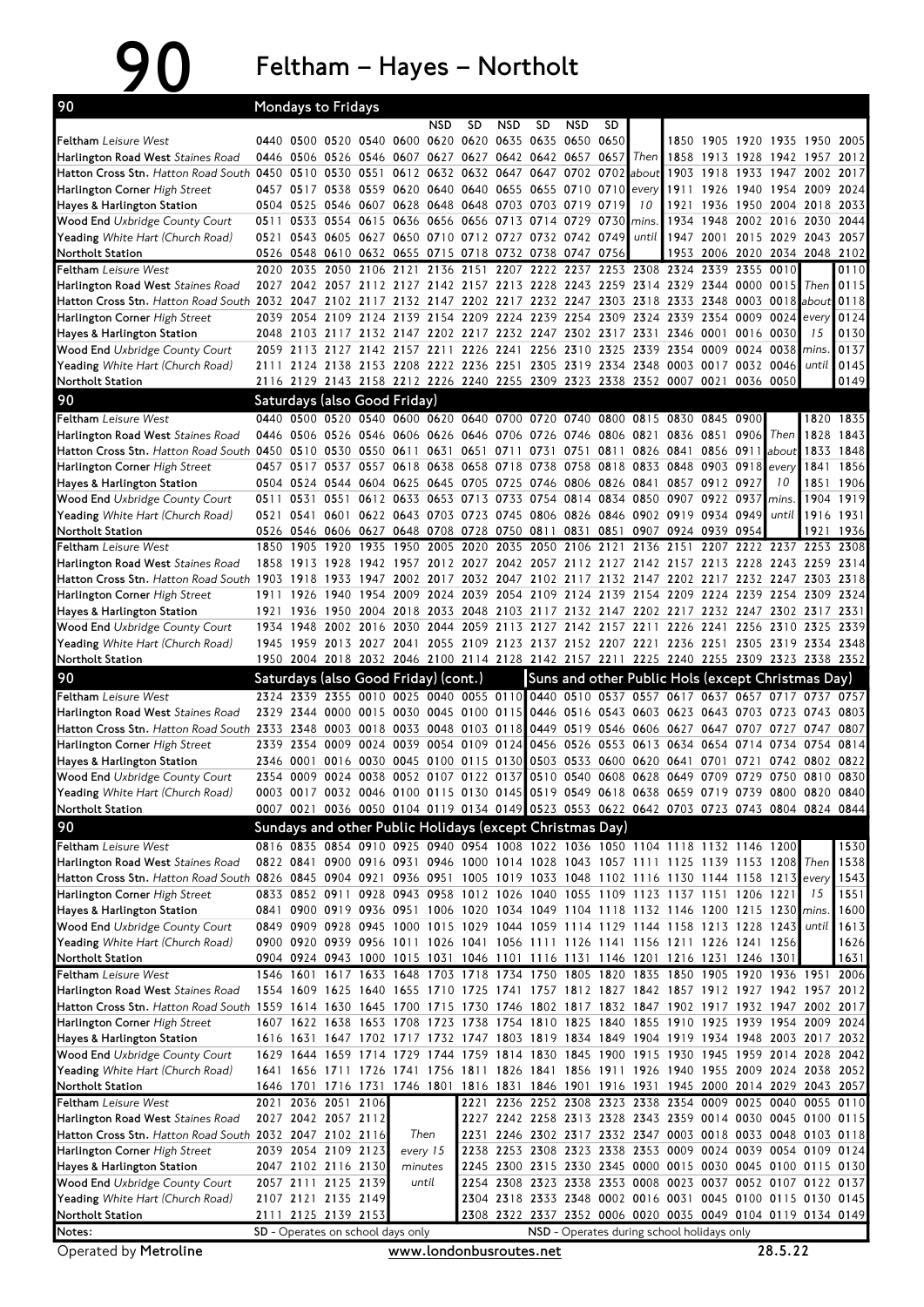# 90 Feltham – Hayes – Northolt

## Mondays to Fridays

| Stop | | | | | | NSD | SD | NSD | SD | NSD | SD | | | | | | | |
|---|---|---|---|---|---|---|---|---|---|---|---|---|---|---|---|---|---|---|
| Feltham *Leisure West* | 0440 | 0500 | 0520 | 0540 | 0600 | 0620 | 0620 | 0635 | 0635 | 0650 | 0650 | | 1850 | 1905 | 1920 | 1935 | 1950 | 2005 |
| Harlington Road West *Staines Road* | 0446 | 0506 | 0526 | 0546 | 0607 | 0627 | 0627 | 0642 | 0642 | 0657 | 0657 | Then | 1858 | 1913 | 1928 | 1942 | 1957 | 2012 |
| Hatton Cross Stn. *Hatton Road South* | 0450 | 0510 | 0530 | 0551 | 0612 | 0632 | 0632 | 0647 | 0647 | 0702 | 0702 | *about* | 1903 | 1918 | 1933 | 1947 | 2002 | 2017 |
| Harlington Corner *High Street* | 0457 | 0517 | 0538 | 0559 | 0620 | 0640 | 0640 | 0655 | 0655 | 0710 | 0710 | *every* | 1911 | 1926 | 1940 | 1954 | 2009 | 2024 |
| Hayes & Harlington Station | 0504 | 0525 | 0546 | 0607 | 0628 | 0648 | 0648 | 0703 | 0703 | 0719 | 0719 | *10* | 1921 | 1936 | 1950 | 2004 | 2018 | 2033 |
| Wood End *Uxbridge County Court* | 0511 | 0533 | 0554 | 0615 | 0636 | 0656 | 0656 | 0713 | 0714 | 0729 | 0730 | *mins.* | 1934 | 1948 | 2002 | 2016 | 2030 | 2044 |
| Yeading *White Hart (Church Road)* | 0521 | 0543 | 0605 | 0627 | 0650 | 0710 | 0712 | 0727 | 0732 | 0742 | 0749 | *until* | 1947 | 2001 | 2015 | 2029 | 2043 | 2057 |
| Northolt Station | 0526 | 0548 | 0610 | 0632 | 0655 | 0715 | 0718 | 0732 | 0738 | 0747 | 0756 | | 1953 | 2006 | 2020 | 2034 | 2048 | 2102 |

| Stop | | | | | | | | | | | | | | | | | | |
|---|---|---|---|---|---|---|---|---|---|---|---|---|---|---|---|---|---|---|
| Feltham *Leisure West* | 2020 | 2035 | 2050 | 2106 | 2121 | 2136 | 2151 | 2207 | 2222 | 2237 | 2253 | 2308 | 2324 | 2339 | 2355 | 0010 | | 0110 |
| Harlington Road West *Staines Road* | 2027 | 2042 | 2057 | 2112 | 2127 | 2142 | 2157 | 2213 | 2228 | 2243 | 2259 | 2314 | 2329 | 2344 | 0000 | 0015 | Then | 0115 |
| Hatton Cross Stn. *Hatton Road South* | 2032 | 2047 | 2102 | 2117 | 2132 | 2147 | 2202 | 2217 | 2232 | 2247 | 2303 | 2318 | 2333 | 2348 | 0003 | 0018 | *about* | 0118 |
| Harlington Corner *High Street* | 2039 | 2054 | 2109 | 2124 | 2139 | 2154 | 2209 | 2224 | 2239 | 2254 | 2309 | 2324 | 2339 | 2354 | 0009 | 0024 | *every* | 0124 |
| Hayes & Harlington Station | 2048 | 2103 | 2117 | 2132 | 2147 | 2202 | 2217 | 2232 | 2247 | 2302 | 2317 | 2331 | 2346 | 0001 | 0016 | 0030 | *15* | 0130 |
| Wood End *Uxbridge County Court* | 2059 | 2113 | 2127 | 2142 | 2157 | 2211 | 2226 | 2241 | 2256 | 2310 | 2325 | 2339 | 2354 | 0009 | 0024 | 0038 | *mins.* | 0137 |
| Yeading *White Hart (Church Road)* | 2111 | 2124 | 2138 | 2153 | 2208 | 2222 | 2236 | 2251 | 2305 | 2319 | 2334 | 2348 | 0003 | 0017 | 0032 | 0046 | *until* | 0145 |
| Northolt Station | 2116 | 2129 | 2143 | 2158 | 2212 | 2226 | 2240 | 2255 | 2309 | 2323 | 2338 | 2352 | 0007 | 0021 | 0036 | 0050 | | 0149 |

## Saturdays (also Good Friday)

| Stop | | | | | | | | | | | | | | | | | | |
|---|---|---|---|---|---|---|---|---|---|---|---|---|---|---|---|---|---|---|
| Feltham *Leisure West* | 0440 | 0500 | 0520 | 0540 | 0600 | 0620 | 0640 | 0700 | 0720 | 0740 | 0800 | 0815 | 0830 | 0845 | 0900 | | 1820 | 1835 |
| Harlington Road West *Staines Road* | 0446 | 0506 | 0526 | 0546 | 0606 | 0626 | 0646 | 0706 | 0726 | 0746 | 0806 | 0821 | 0836 | 0851 | 0906 | Then | 1828 | 1843 |
| Hatton Cross Stn. *Hatton Road South* | 0450 | 0510 | 0530 | 0550 | 0611 | 0631 | 0651 | 0711 | 0731 | 0751 | 0811 | 0826 | 0841 | 0856 | 0911 | *about* | 1833 | 1848 |
| Harlington Corner *High Street* | 0457 | 0517 | 0537 | 0557 | 0618 | 0638 | 0658 | 0718 | 0738 | 0758 | 0818 | 0833 | 0848 | 0903 | 0918 | *every* | 1841 | 1856 |
| Hayes & Harlington Station | 0504 | 0524 | 0544 | 0604 | 0625 | 0645 | 0705 | 0725 | 0746 | 0806 | 0826 | 0841 | 0857 | 0912 | 0927 | *10* | 1851 | 1906 |
| Wood End *Uxbridge County Court* | 0511 | 0531 | 0551 | 0612 | 0633 | 0653 | 0713 | 0733 | 0754 | 0814 | 0834 | 0850 | 0907 | 0922 | 0937 | *mins.* | 1904 | 1919 |
| Yeading *White Hart (Church Road)* | 0521 | 0541 | 0601 | 0622 | 0643 | 0703 | 0723 | 0745 | 0806 | 0826 | 0846 | 0902 | 0919 | 0934 | 0949 | *until* | 1916 | 1931 |
| Northolt Station | 0526 | 0546 | 0606 | 0627 | 0648 | 0708 | 0728 | 0750 | 0811 | 0831 | 0851 | 0907 | 0924 | 0939 | 0954 | | 1921 | 1936 |

| Stop | | | | | | | | | | | | | | | | | | |
|---|---|---|---|---|---|---|---|---|---|---|---|---|---|---|---|---|---|---|
| Feltham *Leisure West* | 1850 | 1905 | 1920 | 1935 | 1950 | 2005 | 2020 | 2035 | 2050 | 2106 | 2121 | 2136 | 2151 | 2207 | 2222 | 2237 | 2253 | 2308 |
| Harlington Road West *Staines Road* | 1858 | 1913 | 1928 | 1942 | 1957 | 2012 | 2027 | 2042 | 2057 | 2112 | 2127 | 2142 | 2157 | 2213 | 2228 | 2243 | 2259 | 2314 |
| Hatton Cross Stn. *Hatton Road South* | 1903 | 1918 | 1933 | 1947 | 2002 | 2017 | 2032 | 2047 | 2102 | 2117 | 2132 | 2147 | 2202 | 2217 | 2232 | 2247 | 2303 | 2318 |
| Harlington Corner *High Street* | 1911 | 1926 | 1940 | 1954 | 2009 | 2024 | 2039 | 2054 | 2109 | 2124 | 2139 | 2154 | 2209 | 2224 | 2239 | 2254 | 2309 | 2324 |
| Hayes & Harlington Station | 1921 | 1936 | 1950 | 2004 | 2018 | 2033 | 2048 | 2103 | 2117 | 2132 | 2147 | 2202 | 2217 | 2232 | 2247 | 2302 | 2317 | 2331 |
| Wood End *Uxbridge County Court* | 1934 | 1948 | 2002 | 2016 | 2030 | 2044 | 2059 | 2113 | 2127 | 2142 | 2157 | 2211 | 2226 | 2241 | 2256 | 2310 | 2325 | 2339 |
| Yeading *White Hart (Church Road)* | 1945 | 1959 | 2013 | 2027 | 2041 | 2055 | 2109 | 2123 | 2137 | 2152 | 2207 | 2221 | 2236 | 2251 | 2305 | 2319 | 2334 | 2348 |
| Northolt Station | 1950 | 2004 | 2018 | 2032 | 2046 | 2100 | 2114 | 2128 | 2142 | 2157 | 2211 | 2225 | 2240 | 2255 | 2309 | 2323 | 2338 | 2352 |

## Saturdays (also Good Friday) (cont.) / Suns and other Public Hols (except Christmas Day)

| Stop | Sat (cont.) | | | | | | | | Sun | | | | | | | | | |
|---|---|---|---|---|---|---|---|---|---|---|---|---|---|---|---|---|---|---|
| Feltham *Leisure West* | 2324 | 2339 | 2355 | 0010 | 0025 | 0040 | 0055 | 0110 | 0440 | 0510 | 0537 | 0557 | 0617 | 0637 | 0657 | 0717 | 0737 | 0757 |
| Harlington Road West *Staines Road* | 2329 | 2344 | 0000 | 0015 | 0030 | 0045 | 0100 | 0115 | 0446 | 0516 | 0543 | 0603 | 0623 | 0643 | 0703 | 0723 | 0743 | 0803 |
| Hatton Cross Stn. *Hatton Road South* | 2333 | 2348 | 0003 | 0018 | 0033 | 0048 | 0103 | 0118 | 0449 | 0519 | 0546 | 0606 | 0627 | 0647 | 0707 | 0727 | 0747 | 0807 |
| Harlington Corner *High Street* | 2339 | 2354 | 0009 | 0024 | 0039 | 0054 | 0109 | 0124 | 0456 | 0526 | 0553 | 0613 | 0634 | 0654 | 0714 | 0734 | 0754 | 0814 |
| Hayes & Harlington Station | 2346 | 0001 | 0016 | 0030 | 0045 | 0100 | 0115 | 0130 | 0503 | 0533 | 0600 | 0620 | 0641 | 0701 | 0721 | 0742 | 0802 | 0822 |
| Wood End *Uxbridge County Court* | 2354 | 0009 | 0024 | 0038 | 0052 | 0107 | 0122 | 0137 | 0510 | 0540 | 0608 | 0628 | 0649 | 0709 | 0729 | 0750 | 0810 | 0830 |
| Yeading *White Hart (Church Road)* | 0003 | 0017 | 0032 | 0046 | 0100 | 0115 | 0130 | 0145 | 0519 | 0549 | 0618 | 0638 | 0659 | 0719 | 0739 | 0800 | 0820 | 0840 |
| Northolt Station | 0007 | 0021 | 0036 | 0050 | 0104 | 0119 | 0134 | 0149 | 0523 | 0553 | 0622 | 0642 | 0703 | 0723 | 0743 | 0804 | 0824 | 0844 |

## Sundays and other Public Holidays (except Christmas Day)

| Stop | | | | | | | | | | | | | | | | | | |
|---|---|---|---|---|---|---|---|---|---|---|---|---|---|---|---|---|---|---|
| Feltham *Leisure West* | 0816 | 0835 | 0854 | 0910 | 0925 | 0940 | 0954 | 1008 | 1022 | 1036 | 1050 | 1104 | 1118 | 1132 | 1146 | 1200 | | 1530 |
| Harlington Road West *Staines Road* | 0822 | 0841 | 0900 | 0916 | 0931 | 0946 | 1000 | 1014 | 1028 | 1043 | 1057 | 1111 | 1125 | 1139 | 1153 | 1208 | Then | 1538 |
| Hatton Cross Stn. *Hatton Road South* | 0826 | 0845 | 0904 | 0921 | 0936 | 0951 | 1005 | 1019 | 1033 | 1048 | 1102 | 1116 | 1130 | 1144 | 1158 | 1213 | *every* | 1543 |
| Harlington Corner *High Street* | 0833 | 0852 | 0911 | 0928 | 0943 | 0958 | 1012 | 1026 | 1040 | 1055 | 1109 | 1123 | 1137 | 1151 | 1206 | 1221 | *15* | 1551 |
| Hayes & Harlington Station | 0841 | 0900 | 0919 | 0936 | 0951 | 1006 | 1020 | 1034 | 1049 | 1104 | 1118 | 1132 | 1146 | 1200 | 1215 | 1230 | *mins.* | 1600 |
| Wood End *Uxbridge County Court* | 0849 | 0909 | 0928 | 0945 | 1000 | 1015 | 1029 | 1044 | 1059 | 1114 | 1129 | 1144 | 1158 | 1213 | 1228 | 1243 | *until* | 1613 |
| Yeading *White Hart (Church Road)* | 0900 | 0920 | 0939 | 0956 | 1011 | 1026 | 1041 | 1056 | 1111 | 1126 | 1141 | 1156 | 1211 | 1226 | 1241 | 1256 | | 1626 |
| Northolt Station | 0904 | 0924 | 0943 | 1000 | 1015 | 1031 | 1046 | 1101 | 1116 | 1131 | 1146 | 1201 | 1216 | 1231 | 1246 | 1301 | | 1631 |

| Stop | | | | | | | | | | | | | | | | | | |
|---|---|---|---|---|---|---|---|---|---|---|---|---|---|---|---|---|---|---|
| Feltham *Leisure West* | 1546 | 1601 | 1617 | 1633 | 1648 | 1703 | 1718 | 1734 | 1750 | 1805 | 1820 | 1835 | 1850 | 1905 | 1920 | 1936 | 1951 | 2006 |
| Harlington Road West *Staines Road* | 1554 | 1609 | 1625 | 1640 | 1655 | 1710 | 1725 | 1741 | 1757 | 1812 | 1827 | 1842 | 1857 | 1912 | 1927 | 1942 | 1957 | 2012 |
| Hatton Cross Stn. *Hatton Road South* | 1559 | 1614 | 1630 | 1645 | 1700 | 1715 | 1730 | 1746 | 1802 | 1817 | 1832 | 1847 | 1902 | 1917 | 1932 | 1947 | 2002 | 2017 |
| Harlington Corner *High Street* | 1607 | 1622 | 1638 | 1653 | 1708 | 1723 | 1738 | 1754 | 1810 | 1825 | 1840 | 1855 | 1910 | 1925 | 1939 | 1954 | 2009 | 2024 |
| Hayes & Harlington Station | 1616 | 1631 | 1647 | 1702 | 1717 | 1732 | 1747 | 1803 | 1819 | 1834 | 1849 | 1904 | 1919 | 1934 | 1948 | 2003 | 2017 | 2032 |
| Wood End *Uxbridge County Court* | 1629 | 1644 | 1659 | 1714 | 1729 | 1744 | 1759 | 1814 | 1830 | 1845 | 1900 | 1915 | 1930 | 1945 | 1959 | 2014 | 2028 | 2042 |
| Yeading *White Hart (Church Road)* | 1641 | 1656 | 1711 | 1726 | 1741 | 1756 | 1811 | 1826 | 1841 | 1856 | 1911 | 1926 | 1940 | 1955 | 2009 | 2024 | 2038 | 2052 |
| Northolt Station | 1646 | 1701 | 1716 | 1731 | 1746 | 1801 | 1816 | 1831 | 1846 | 1901 | 1916 | 1931 | 1945 | 2000 | 2014 | 2029 | 2043 | 2057 |

| Stop | | | | | | | | | | | | | | | | |
|---|---|---|---|---|---|---|---|---|---|---|---|---|---|---|---|---|
| Feltham *Leisure West* | 2021 | 2036 | 2051 | 2106 | | 2221 | 2236 | 2252 | 2308 | 2323 | 2338 | 2354 | 0009 | 0025 | 0040 | 0055 | 0110 |
| Harlington Road West *Staines Road* | 2027 | 2042 | 2057 | 2112 | Then | 2227 | 2242 | 2258 | 2313 | 2328 | 2343 | 2359 | 0014 | 0030 | 0045 | 0100 | 0115 |
| Hatton Cross Stn. *Hatton Road South* | 2032 | 2047 | 2102 | 2116 | *every 15* | 2231 | 2246 | 2302 | 2317 | 2332 | 2347 | 0003 | 0018 | 0033 | 0048 | 0103 | 0118 |
| Harlington Corner *High Street* | 2039 | 2054 | 2109 | 2123 | *minutes* | 2238 | 2253 | 2308 | 2323 | 2338 | 2353 | 0009 | 0024 | 0039 | 0054 | 0109 | 0124 |
| Hayes & Harlington Station | 2047 | 2102 | 2116 | 2130 | *until* | 2245 | 2300 | 2315 | 2330 | 2345 | 0000 | 0015 | 0030 | 0045 | 0100 | 0115 | 0130 |
| Wood End *Uxbridge County Court* | 2057 | 2111 | 2125 | 2139 | | 2254 | 2308 | 2323 | 2338 | 2353 | 0008 | 0023 | 0037 | 0052 | 0107 | 0122 | 0137 |
| Yeading *White Hart (Church Road)* | 2107 | 2121 | 2135 | 2149 | | 2304 | 2318 | 2333 | 2348 | 0002 | 0016 | 0031 | 0045 | 0100 | 0115 | 0130 | 0145 |
| Northolt Station | 2111 | 2125 | 2139 | 2153 | | 2308 | 2322 | 2337 | 2352 | 0006 | 0020 | 0035 | 0049 | 0104 | 0119 | 0134 | 0149 |

**Notes:**
SD - Operates on school days only
NSD - Operates during school holidays only

Operated by **Metroline** — www.londonbusroutes.net — 28.5.22